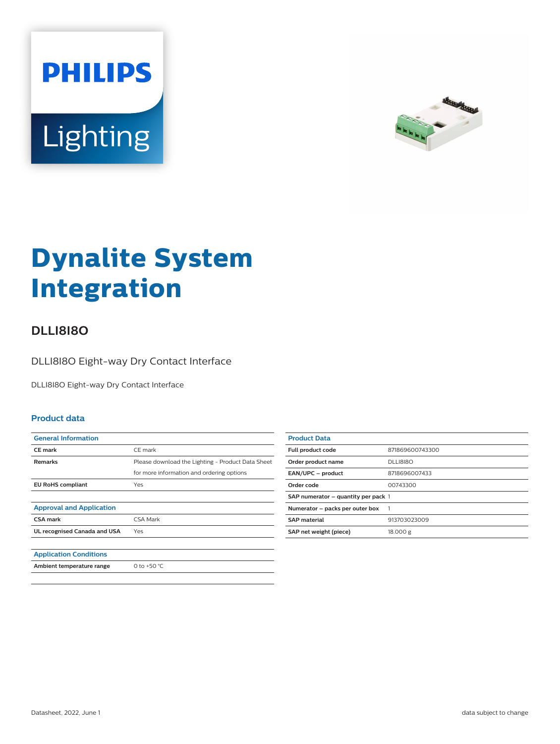# Dynalite System Integration

## DLLI8I8O

DLLI8I8O Eight-way Dry Contact Interface

DLLI8I8O Eight-way Dry Contact Interface

### Product data

| General Information | |
|---|---|
| CE mark | CE mark |
| Remarks | Please download the Lighting - Product Data Sheet for more information and ordering options |
| EU RoHS compliant | Yes |

| Approval and Application | |
|---|---|
| CSA mark | CSA Mark |
| UL recognised Canada and USA | Yes |

| Application Conditions | |
|---|---|
| Ambient temperature range | 0 to +50 °C |

| Product Data | |
|---|---|
| Full product code | 871869600743300 |
| Order product name | DLLI8I8O |
| EAN/UPC – product | 8718696007433 |
| Order code | 00743300 |
| SAP numerator – quantity per pack | 1 |
| Numerator – packs per outer box | 1 |
| SAP material | 913703023009 |
| SAP net weight (piece) | 18.000 g |

Datasheet, 2022, June 1

data subject to change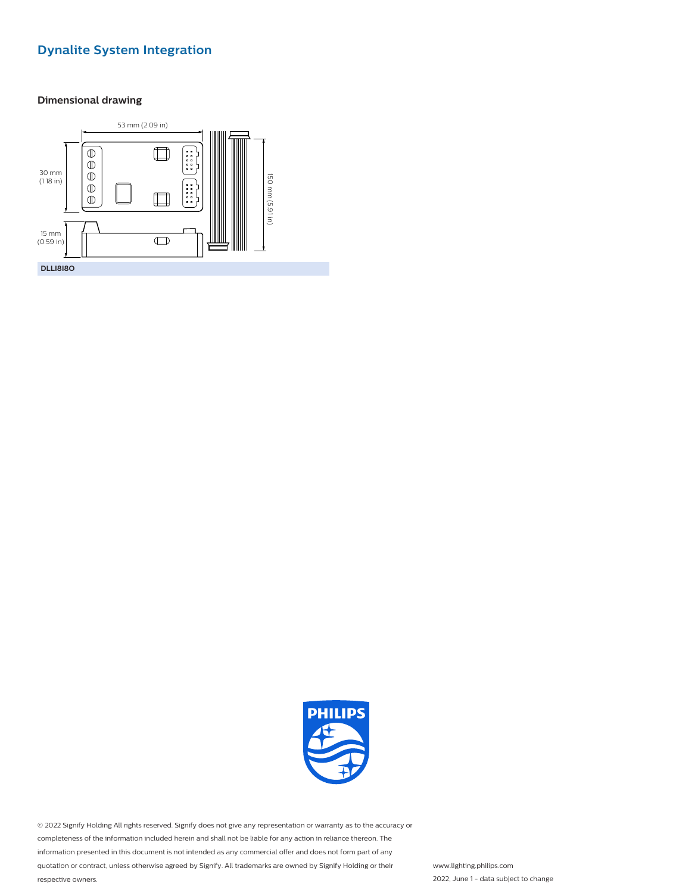## Dynalite System Integration

### Dimensional drawing

53 mm (2.09 in)

30 mm (1.18 in)

15 mm (0.59 in)

150 mm (5.91 in)

**DLLI8I8O**

© 2022 Signify Holding All rights reserved. Signify does not give any representation or warranty as to the accuracy or completeness of the information included herein and shall not be liable for any action in reliance thereon. The information presented in this document is not intended as any commercial offer and does not form part of any quotation or contract, unless otherwise agreed by Signify. All trademarks are owned by Signify Holding or their respective owners.

www.lighting.philips.com

2022, June 1 - data subject to change